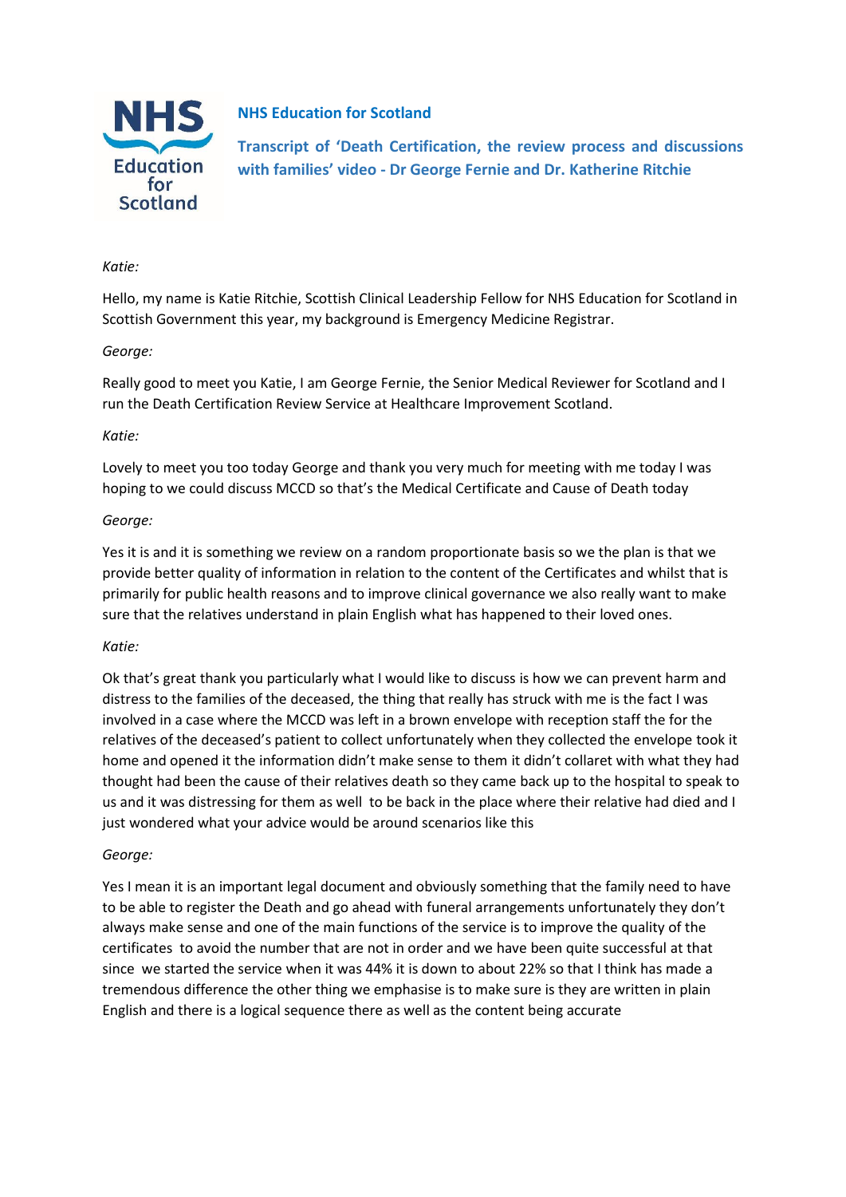**NHS Education for Scotland**

**Transcript of 'Death Certification, the review process and discussions with families' video - Dr George Fernie and Dr. Katherine Ritchie**

*Katie:*

Hello, my name is Katie Ritchie, Scottish Clinical Leadership Fellow for NHS Education for Scotland in Scottish Government this year, my background is Emergency Medicine Registrar.

*George:*

Really good to meet you Katie, I am George Fernie, the Senior Medical Reviewer for Scotland and I run the Death Certification Review Service at Healthcare Improvement Scotland.

*Katie:*

Lovely to meet you too today George and thank you very much for meeting with me today I was hoping to we could discuss MCCD so that's the Medical Certificate and Cause of Death today

*George:*

Yes it is and it is something we review on a random proportionate basis so we the plan is that we provide better quality of information in relation to the content of the Certificates and whilst that is primarily for public health reasons and to improve clinical governance we also really want to make sure that the relatives understand in plain English what has happened to their loved ones.

*Katie:*

Ok that's great thank you particularly what I would like to discuss is how we can prevent harm and distress to the families of the deceased, the thing that really has struck with me is the fact I was involved in a case where the MCCD was left in a brown envelope with reception staff the for the relatives of the deceased's patient to collect unfortunately when they collected the envelope took it home and opened it the information didn't make sense to them it didn't collaret with what they had thought had been the cause of their relatives death so they came back up to the hospital to speak to us and it was distressing for them as well to be back in the place where their relative had died and I just wondered what your advice would be around scenarios like this

*George:*

Yes I mean it is an important legal document and obviously something that the family need to have to be able to register the Death and go ahead with funeral arrangements unfortunately they don't always make sense and one of the main functions of the service is to improve the quality of the certificates to avoid the number that are not in order and we have been quite successful at that since we started the service when it was 44% it is down to about 22% so that I think has made a tremendous difference the other thing we emphasise is to make sure is they are written in plain English and there is a logical sequence there as well as the content being accurate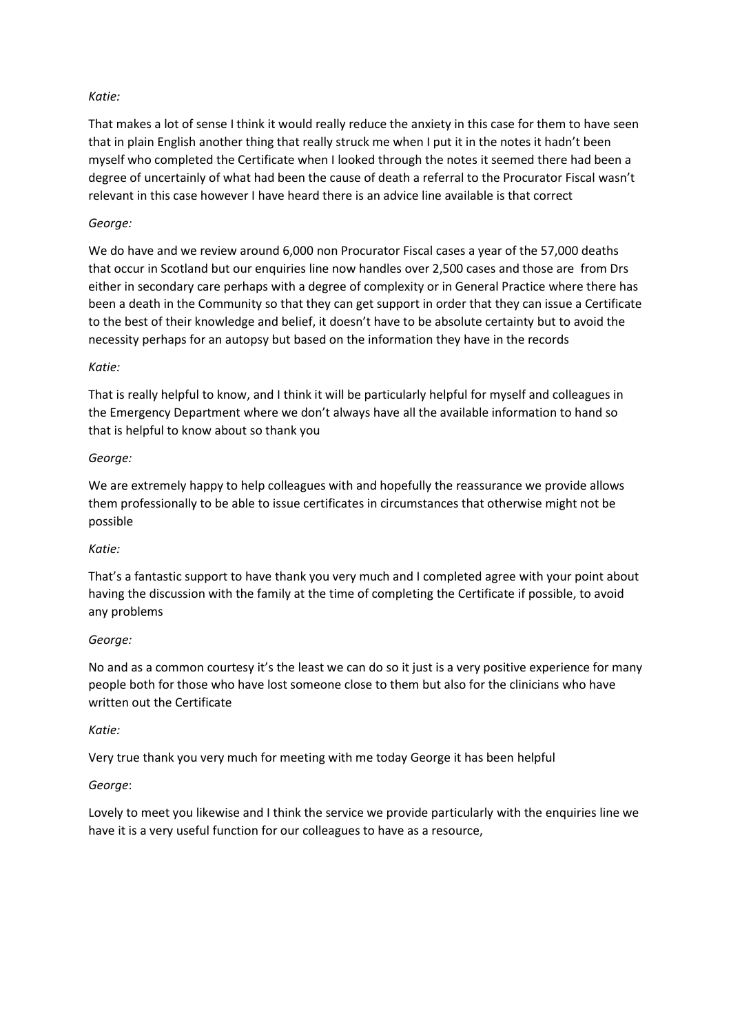*Katie:*

That makes a lot of sense I think it would really reduce the anxiety in this case for them to have seen that in plain English another thing that really struck me when I put it in the notes it hadn't been myself who completed the Certificate when I looked through the notes it seemed there had been a degree of uncertainly of what had been the cause of death a referral to the Procurator Fiscal wasn't relevant in this case however I have heard there is an advice line available is that correct

*George:*

We do have and we review around 6,000 non Procurator Fiscal cases a year of the 57,000 deaths that occur in Scotland but our enquiries line now handles over 2,500 cases and those are from Drs either in secondary care perhaps with a degree of complexity or in General Practice where there has been a death in the Community so that they can get support in order that they can issue a Certificate to the best of their knowledge and belief, it doesn't have to be absolute certainty but to avoid the necessity perhaps for an autopsy but based on the information they have in the records

*Katie:*

That is really helpful to know, and I think it will be particularly helpful for myself and colleagues in the Emergency Department where we don't always have all the available information to hand so that is helpful to know about so thank you

*George:*

We are extremely happy to help colleagues with and hopefully the reassurance we provide allows them professionally to be able to issue certificates in circumstances that otherwise might not be possible

*Katie:*

That's a fantastic support to have thank you very much and I completed agree with your point about having the discussion with the family at the time of completing the Certificate if possible, to avoid any problems

*George:*

No and as a common courtesy it's the least we can do so it just is a very positive experience for many people both for those who have lost someone close to them but also for the clinicians who have written out the Certificate

*Katie:*

Very true thank you very much for meeting with me today George it has been helpful

*George*:

Lovely to meet you likewise and I think the service we provide particularly with the enquiries line we have it is a very useful function for our colleagues to have as a resource,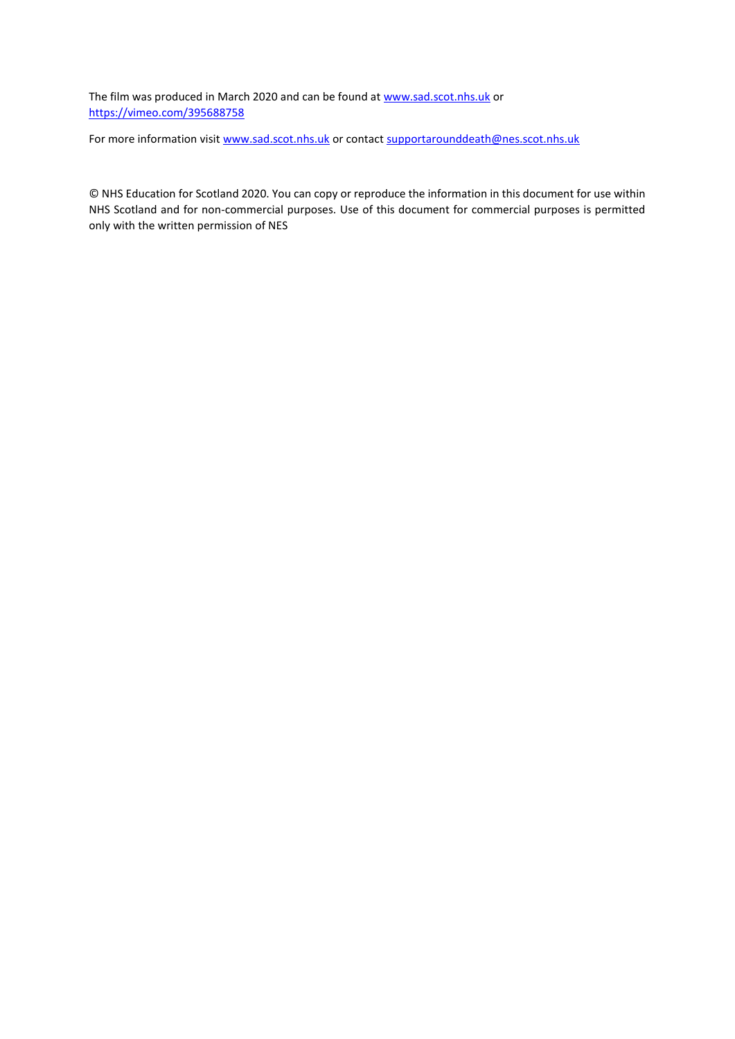The film was produced in March 2020 and can be found at [www.sad.scot.nhs.uk](http://www.sad.scot.nhs.uk) or [https://vimeo.com/395688758](https://vimeo.com/395688758)

For more information visit [www.sad.scot.nhs.uk](http://www.sad.scot.nhs.uk) or contact [supportarounddeath@nes.scot.nhs.uk](mailto:supportarounddeath@nes.scot.nhs.uk)

© NHS Education for Scotland 2020. You can copy or reproduce the information in this document for use within NHS Scotland and for non-commercial purposes. Use of this document for commercial purposes is permitted only with the written permission of NES